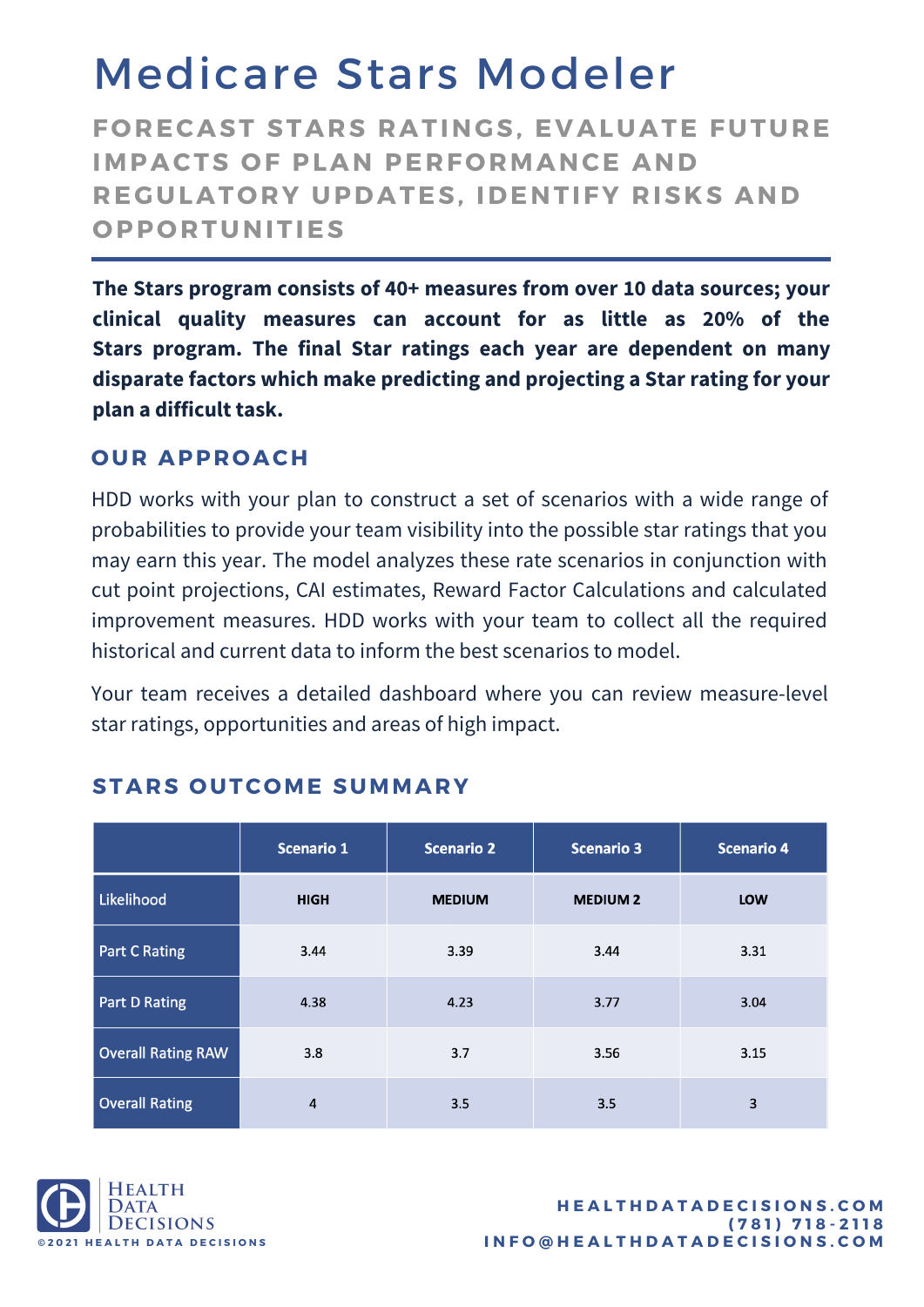# Medicare Stars Modeler

## FORECAST STARS RATINGS, EVALUATE FUTURE IMPACTS OF PLAN PERFORMANCE AND REGULATORY UPDATES, IDENTIFY RISKS AND OPPORTUNITIES

**The Stars program consists of 40+ measures from over 10 data sources; your clinical quality measures can account for as little as 20% of the Stars program. The final Star ratings each year are dependent on many disparate factors which make predicting and projecting a Star rating for your plan a difficult task.**

### OUR APPROACH

HDD works with your plan to construct a set of scenarios with a wide range of probabilities to provide your team visibility into the possible star ratings that you may earn this year. The model analyzes these rate scenarios in conjunction with cut point projections, CAI estimates, Reward Factor Calculations and calculated improvement measures. HDD works with your team to collect all the required historical and current data to inform the best scenarios to model.

Your team receives a detailed dashboard where you can review measure-level star ratings, opportunities and areas of high impact.

### STARS OUTCOME SUMMARY

| | Scenario 1 | Scenario 2 | Scenario 3 | Scenario 4 |
|---|---|---|---|---|
| Likelihood | HIGH | MEDIUM | MEDIUM 2 | LOW |
| Part C Rating | 3.44 | 3.39 | 3.44 | 3.31 |
| Part D Rating | 4.38 | 4.23 | 3.77 | 3.04 |
| Overall Rating RAW | 3.8 | 3.7 | 3.56 | 3.15 |
| Overall Rating | 4 | 3.5 | 3.5 | 3 |

Health Data Decisions

©2021 HEALTH DATA DECISIONS

HEALTHDATADECISIONS.COM
(781) 718-2118
INFO@HEALTHDATADECISIONS.COM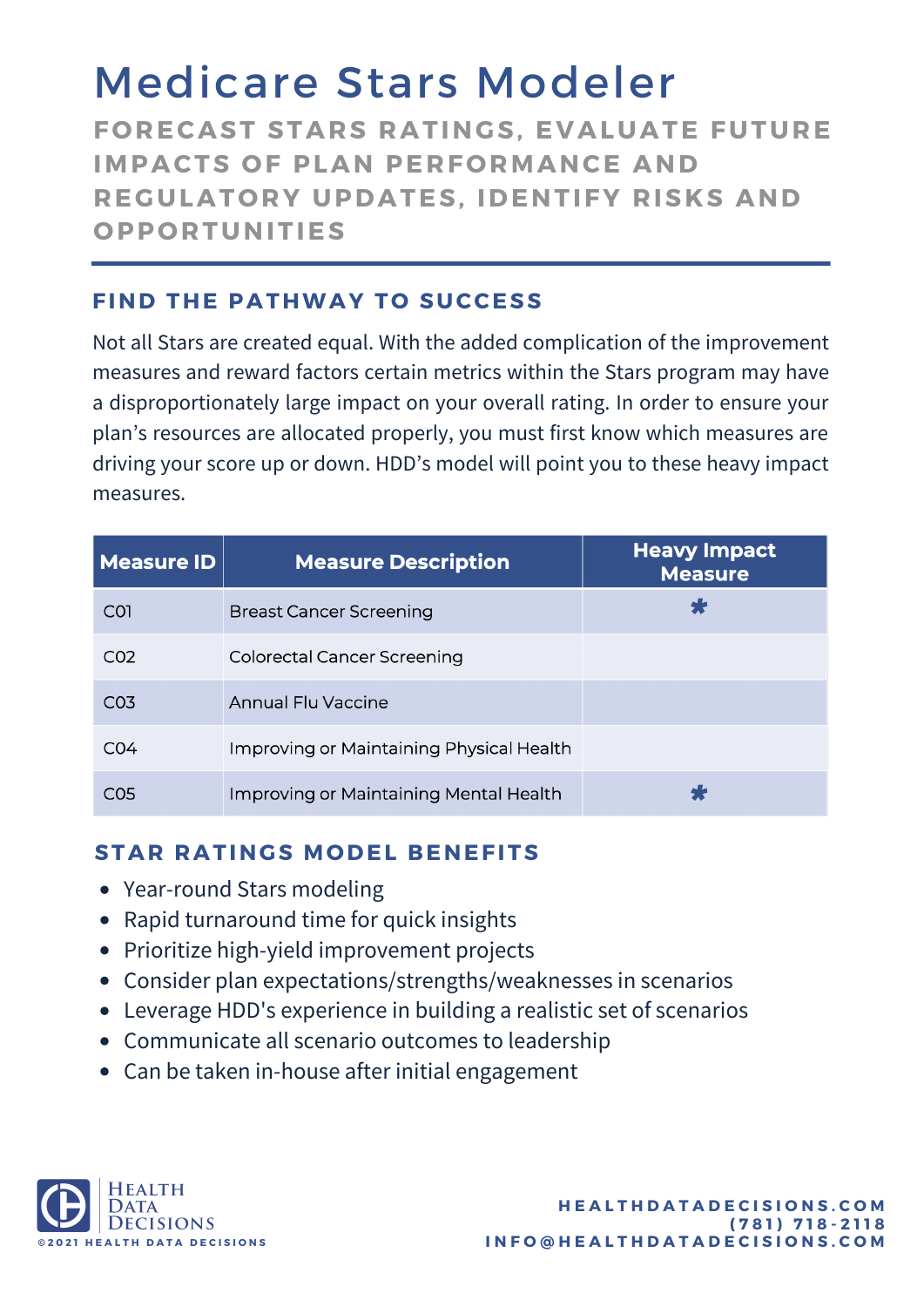# Medicare Stars Modeler

**FORECAST STARS RATINGS, EVALUATE FUTURE IMPACTS OF PLAN PERFORMANCE AND REGULATORY UPDATES, IDENTIFY RISKS AND OPPORTUNITIES**

## FIND THE PATHWAY TO SUCCESS

Not all Stars are created equal. With the added complication of the improvement measures and reward factors certain metrics within the Stars program may have a disproportionately large impact on your overall rating. In order to ensure your plan's resources are allocated properly, you must first know which measures are driving your score up or down. HDD's model will point you to these heavy impact measures.

| Measure ID | Measure Description | Heavy Impact Measure |
|---|---|---|
| C01 | Breast Cancer Screening | * |
| C02 | Colorectal Cancer Screening | |
| C03 | Annual Flu Vaccine | |
| C04 | Improving or Maintaining Physical Health | |
| C05 | Improving or Maintaining Mental Health | * |

## STAR RATINGS MODEL BENEFITS

- Year-round Stars modeling
- Rapid turnaround time for quick insights
- Prioritize high-yield improvement projects
- Consider plan expectations/strengths/weaknesses in scenarios
- Leverage HDD's experience in building a realistic set of scenarios
- Communicate all scenario outcomes to leadership
- Can be taken in-house after initial engagement

Health Data Decisions

©2021 HEALTH DATA DECISIONS

HEALTHDATADECISIONS.COM
(781) 718-2118
INFO@HEALTHDATADECISIONS.COM